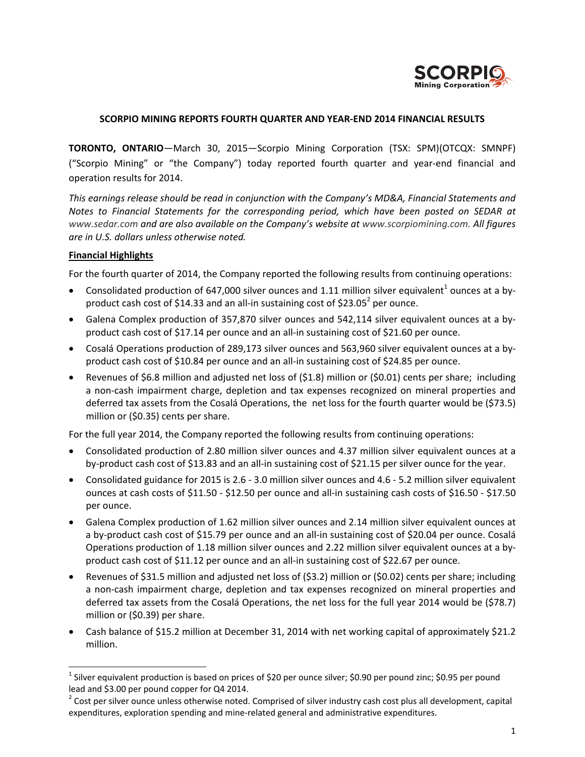# SCORPIO MINING REPORTS FOURTH QUARTER AND YEAR-END 2014 FINANCIAL RESULTS

**TORONTO, ONTARIO**—March 30, 2015—Scorpio Mining Corporation (TSX: SPM)(OTCQX: SMNPF) ("Scorpio Mining" or "the Company") today reported fourth quarter and year-end financial and operation results for 2014.

*This earnings release should be read in conjunction with the Company's MD&A, Financial Statements and Notes to Financial Statements for the corresponding period, which have been posted on SEDAR at www.sedar.com and are also available on the Company's website at www.scorpiomining.com. All figures are in U.S. dollars unless otherwise noted.*

**Financial Highlights**

For the fourth quarter of 2014, the Company reported the following results from continuing operations:

- Consolidated production of 647,000 silver ounces and 1.11 million silver equivalent[1] ounces at a by-product cash cost of $14.33 and an all-in sustaining cost of $23.05[2] per ounce.
- Galena Complex production of 357,870 silver ounces and 542,114 silver equivalent ounces at a by-product cash cost of $17.14 per ounce and an all-in sustaining cost of $21.60 per ounce.
- Cosalá Operations production of 289,173 silver ounces and 563,960 silver equivalent ounces at a by-product cash cost of $10.84 per ounce and an all-in sustaining cost of $24.85 per ounce.
- Revenues of $6.8 million and adjusted net loss of ($1.8) million or ($0.01) cents per share; including a non-cash impairment charge, depletion and tax expenses recognized on mineral properties and deferred tax assets from the Cosalá Operations, the net loss for the fourth quarter would be ($73.5) million or ($0.35) cents per share.

For the full year 2014, the Company reported the following results from continuing operations:

- Consolidated production of 2.80 million silver ounces and 4.37 million silver equivalent ounces at a by-product cash cost of $13.83 and an all-in sustaining cost of $21.15 per silver ounce for the year.
- Consolidated guidance for 2015 is 2.6 - 3.0 million silver ounces and 4.6 - 5.2 million silver equivalent ounces at cash costs of $11.50 - $12.50 per ounce and all-in sustaining cash costs of $16.50 - $17.50 per ounce.
- Galena Complex production of 1.62 million silver ounces and 2.14 million silver equivalent ounces at a by-product cash cost of $15.79 per ounce and an all-in sustaining cost of $20.04 per ounce. Cosalá Operations production of 1.18 million silver ounces and 2.22 million silver equivalent ounces at a by-product cash cost of $11.12 per ounce and an all-in sustaining cost of $22.67 per ounce.
- Revenues of $31.5 million and adjusted net loss of ($3.2) million or ($0.02) cents per share; including a non-cash impairment charge, depletion and tax expenses recognized on mineral properties and deferred tax assets from the Cosalá Operations, the net loss for the full year 2014 would be ($78.7) million or ($0.39) per share.
- Cash balance of $15.2 million at December 31, 2014 with net working capital of approximately $21.2 million.

---

[1] Silver equivalent production is based on prices of $20 per ounce silver; $0.90 per pound zinc; $0.95 per pound lead and $3.00 per pound copper for Q4 2014.

[2] Cost per silver ounce unless otherwise noted. Comprised of silver industry cash cost plus all development, capital expenditures, exploration spending and mine-related general and administrative expenditures.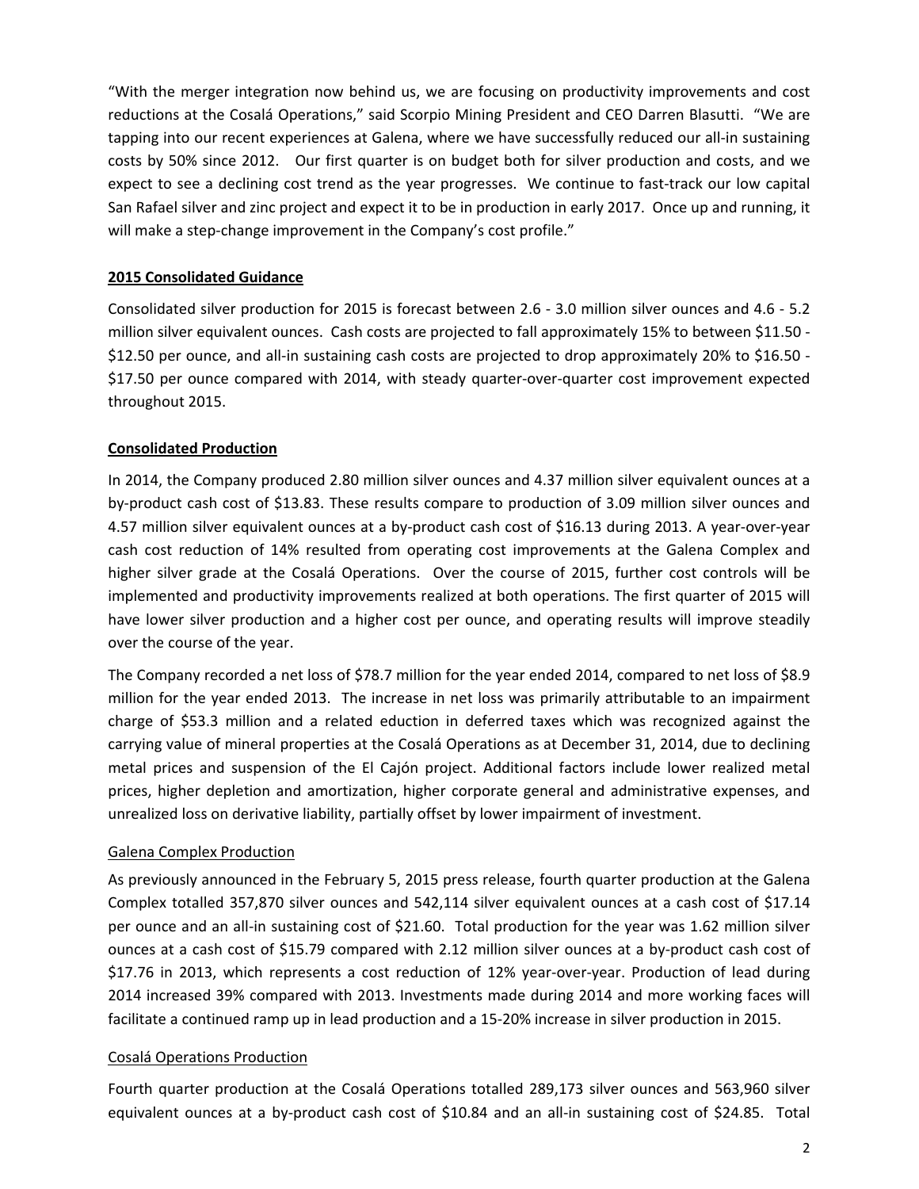"With the merger integration now behind us, we are focusing on productivity improvements and cost reductions at the Cosalá Operations," said Scorpio Mining President and CEO Darren Blasutti. "We are tapping into our recent experiences at Galena, where we have successfully reduced our all-in sustaining costs by 50% since 2012. Our first quarter is on budget both for silver production and costs, and we expect to see a declining cost trend as the year progresses. We continue to fast-track our low capital San Rafael silver and zinc project and expect it to be in production in early 2017. Once up and running, it will make a step-change improvement in the Company's cost profile."

## 2015 Consolidated Guidance

Consolidated silver production for 2015 is forecast between 2.6 - 3.0 million silver ounces and 4.6 - 5.2 million silver equivalent ounces. Cash costs are projected to fall approximately 15% to between $11.50 - $12.50 per ounce, and all-in sustaining cash costs are projected to drop approximately 20% to $16.50 - $17.50 per ounce compared with 2014, with steady quarter-over-quarter cost improvement expected throughout 2015.

## Consolidated Production

In 2014, the Company produced 2.80 million silver ounces and 4.37 million silver equivalent ounces at a by-product cash cost of $13.83. These results compare to production of 3.09 million silver ounces and 4.57 million silver equivalent ounces at a by-product cash cost of $16.13 during 2013. A year-over-year cash cost reduction of 14% resulted from operating cost improvements at the Galena Complex and higher silver grade at the Cosalá Operations. Over the course of 2015, further cost controls will be implemented and productivity improvements realized at both operations. The first quarter of 2015 will have lower silver production and a higher cost per ounce, and operating results will improve steadily over the course of the year.

The Company recorded a net loss of $78.7 million for the year ended 2014, compared to net loss of $8.9 million for the year ended 2013. The increase in net loss was primarily attributable to an impairment charge of $53.3 million and a related eduction in deferred taxes which was recognized against the carrying value of mineral properties at the Cosalá Operations as at December 31, 2014, due to declining metal prices and suspension of the El Cajón project. Additional factors include lower realized metal prices, higher depletion and amortization, higher corporate general and administrative expenses, and unrealized loss on derivative liability, partially offset by lower impairment of investment.

### Galena Complex Production

As previously announced in the February 5, 2015 press release, fourth quarter production at the Galena Complex totalled 357,870 silver ounces and 542,114 silver equivalent ounces at a cash cost of $17.14 per ounce and an all-in sustaining cost of $21.60. Total production for the year was 1.62 million silver ounces at a cash cost of $15.79 compared with 2.12 million silver ounces at a by-product cash cost of $17.76 in 2013, which represents a cost reduction of 12% year-over-year. Production of lead during 2014 increased 39% compared with 2013. Investments made during 2014 and more working faces will facilitate a continued ramp up in lead production and a 15-20% increase in silver production in 2015.

### Cosalá Operations Production

Fourth quarter production at the Cosalá Operations totalled 289,173 silver ounces and 563,960 silver equivalent ounces at a by-product cash cost of $10.84 and an all-in sustaining cost of $24.85. Total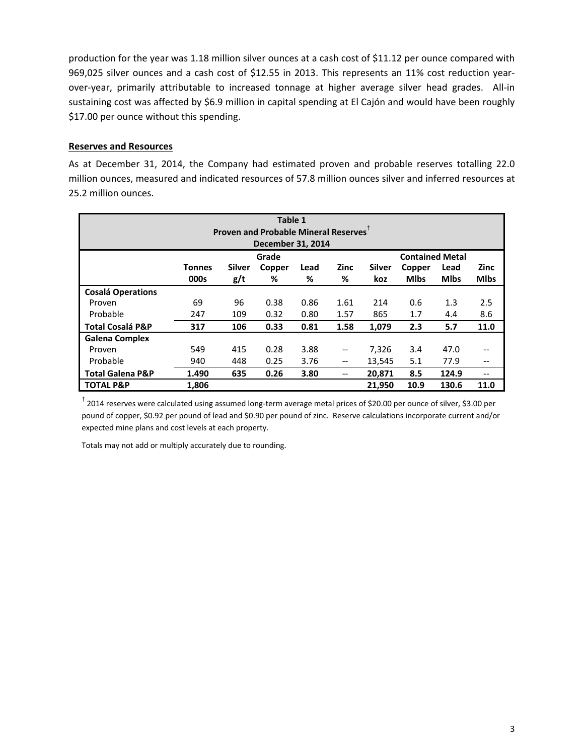production for the year was 1.18 million silver ounces at a cash cost of $11.12 per ounce compared with 969,025 silver ounces and a cash cost of $12.55 in 2013. This represents an 11% cost reduction year-over-year, primarily attributable to increased tonnage at higher average silver head grades. All-in sustaining cost was affected by $6.9 million in capital spending at El Cajón and would have been roughly $17.00 per ounce without this spending.

**Reserves and Resources**

As at December 31, 2014, the Company had estimated proven and probable reserves totalling 22.0 million ounces, measured and indicated resources of 57.8 million ounces silver and inferred resources at 25.2 million ounces.

**Table 1**
**Proven and Probable Mineral Reserves†**
**December 31, 2014**

| | | Grade | | | | Contained Metal | | | |
|---|---|---|---|---|---|---|---|---|---|
| | **Tonnes 000s** | **Silver g/t** | **Copper %** | **Lead %** | **Zinc %** | **Silver koz** | **Copper Mlbs** | **Lead Mlbs** | **Zinc Mlbs** |
| **Cosalá Operations** | | | | | | | | | |
| Proven | 69 | 96 | 0.38 | 0.86 | 1.61 | 214 | 0.6 | 1.3 | 2.5 |
| Probable | 247 | 109 | 0.32 | 0.80 | 1.57 | 865 | 1.7 | 4.4 | 8.6 |
| **Total Cosalá P&P** | **317** | **106** | **0.33** | **0.81** | **1.58** | **1,079** | **2.3** | **5.7** | **11.0** |
| **Galena Complex** | | | | | | | | | |
| Proven | 549 | 415 | 0.28 | 3.88 | -- | 7,326 | 3.4 | 47.0 | -- |
| Probable | 940 | 448 | 0.25 | 3.76 | -- | 13,545 | 5.1 | 77.9 | -- |
| **Total Galena P&P** | **1.490** | **635** | **0.26** | **3.80** | -- | **20,871** | **8.5** | **124.9** | -- |
| **TOTAL P&P** | **1,806** | | | | | **21,950** | **10.9** | **130.6** | **11.0** |

† 2014 reserves were calculated using assumed long-term average metal prices of $20.00 per ounce of silver, $3.00 per pound of copper, $0.92 per pound of lead and $0.90 per pound of zinc. Reserve calculations incorporate current and/or expected mine plans and cost levels at each property.

Totals may not add or multiply accurately due to rounding.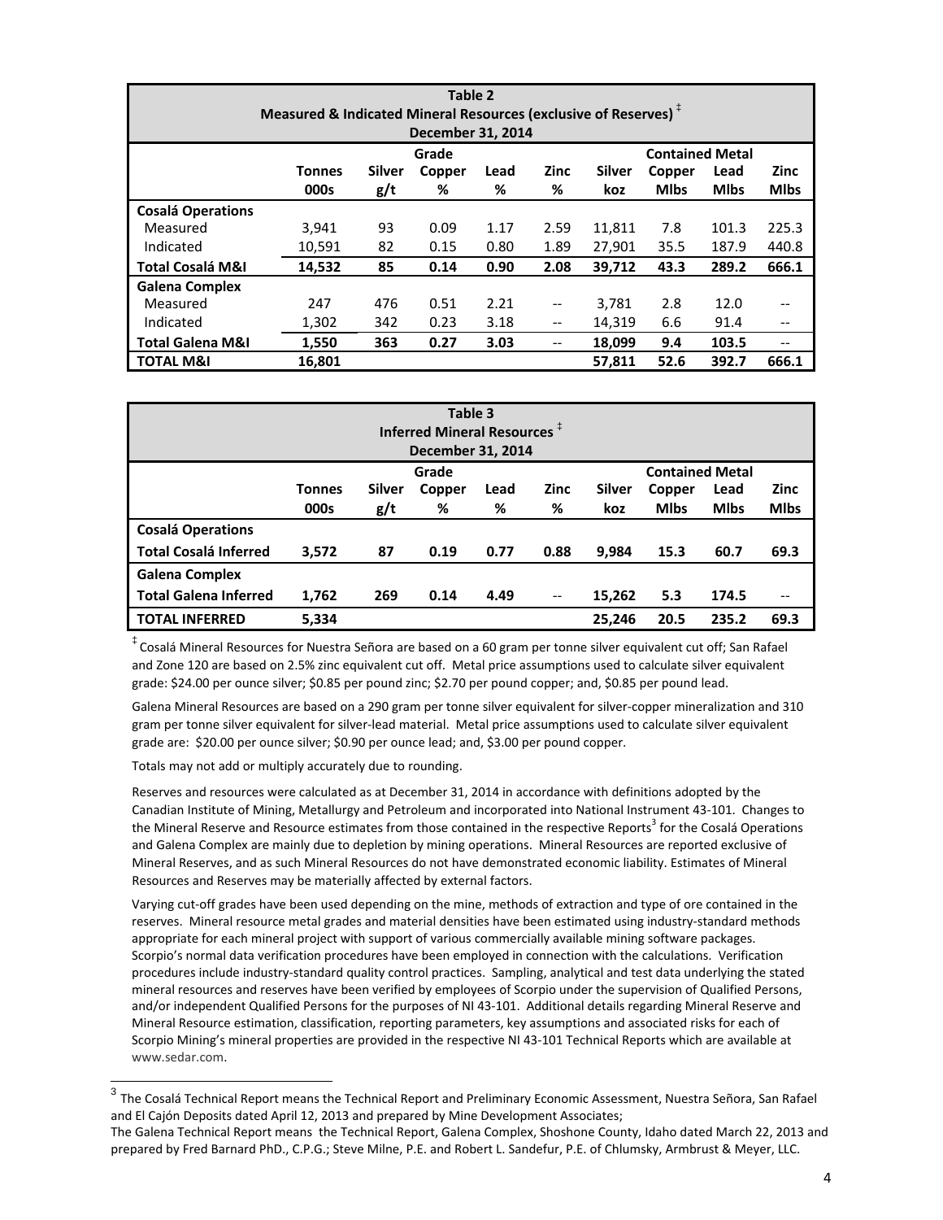**Table 2**
**Measured & Indicated Mineral Resources (exclusive of Reserves) ‡**
**December 31, 2014**

| | Tonnes | Silver | Grade Copper | Lead | Zinc | Silver | Contained Metal Copper | Lead | Zinc |
|---|---|---|---|---|---|---|---|---|---|
| | 000s | g/t | % | % | % | koz | Mlbs | Mlbs | Mlbs |
| **Cosalá Operations** | | | | | | | | | |
| Measured | 3,941 | 93 | 0.09 | 1.17 | 2.59 | 11,811 | 7.8 | 101.3 | 225.3 |
| Indicated | 10,591 | 82 | 0.15 | 0.80 | 1.89 | 27,901 | 35.5 | 187.9 | 440.8 |
| **Total Cosalá M&I** | **14,532** | **85** | **0.14** | **0.90** | **2.08** | **39,712** | **43.3** | **289.2** | **666.1** |
| **Galena Complex** | | | | | | | | | |
| Measured | 247 | 476 | 0.51 | 2.21 | -- | 3,781 | 2.8 | 12.0 | -- |
| Indicated | 1,302 | 342 | 0.23 | 3.18 | -- | 14,319 | 6.6 | 91.4 | -- |
| **Total Galena M&I** | **1,550** | **363** | **0.27** | **3.03** | -- | **18,099** | **9.4** | **103.5** | -- |
| **TOTAL M&I** | **16,801** | | | | | **57,811** | **52.6** | **392.7** | **666.1** |

**Table 3**
**Inferred Mineral Resources ‡**
**December 31, 2014**

| | Tonnes | Silver | Grade Copper | Lead | Zinc | Silver | Contained Metal Copper | Lead | Zinc |
|---|---|---|---|---|---|---|---|---|---|
| | 000s | g/t | % | % | % | koz | Mlbs | Mlbs | Mlbs |
| **Cosalá Operations** | | | | | | | | | |
| **Total Cosalá Inferred** | **3,572** | **87** | **0.19** | **0.77** | **0.88** | **9,984** | **15.3** | **60.7** | **69.3** |
| **Galena Complex** | | | | | | | | | |
| **Total Galena Inferred** | **1,762** | **269** | **0.14** | **4.49** | -- | **15,262** | **5.3** | **174.5** | -- |
| **TOTAL INFERRED** | **5,334** | | | | | **25,246** | **20.5** | **235.2** | **69.3** |

‡ Cosalá Mineral Resources for Nuestra Señora are based on a 60 gram per tonne silver equivalent cut off; San Rafael and Zone 120 are based on 2.5% zinc equivalent cut off. Metal price assumptions used to calculate silver equivalent grade: $24.00 per ounce silver; $0.85 per pound zinc; $2.70 per pound copper; and, $0.85 per pound lead.

Galena Mineral Resources are based on a 290 gram per tonne silver equivalent for silver-copper mineralization and 310 gram per tonne silver equivalent for silver-lead material. Metal price assumptions used to calculate silver equivalent grade are: $20.00 per ounce silver; $0.90 per ounce lead; and, $3.00 per pound copper.

Totals may not add or multiply accurately due to rounding.

Reserves and resources were calculated as at December 31, 2014 in accordance with definitions adopted by the Canadian Institute of Mining, Metallurgy and Petroleum and incorporated into National Instrument 43-101. Changes to the Mineral Reserve and Resource estimates from those contained in the respective Reports[3] for the Cosalá Operations and Galena Complex are mainly due to depletion by mining operations. Mineral Resources are reported exclusive of Mineral Reserves, and as such Mineral Resources do not have demonstrated economic liability. Estimates of Mineral Resources and Reserves may be materially affected by external factors.

Varying cut-off grades have been used depending on the mine, methods of extraction and type of ore contained in the reserves. Mineral resource metal grades and material densities have been estimated using industry-standard methods appropriate for each mineral project with support of various commercially available mining software packages. Scorpio's normal data verification procedures have been employed in connection with the calculations. Verification procedures include industry-standard quality control practices. Sampling, analytical and test data underlying the stated mineral resources and reserves have been verified by employees of Scorpio under the supervision of Qualified Persons, and/or independent Qualified Persons for the purposes of NI 43-101. Additional details regarding Mineral Reserve and Mineral Resource estimation, classification, reporting parameters, key assumptions and associated risks for each of Scorpio Mining's mineral properties are provided in the respective NI 43-101 Technical Reports which are available at www.sedar.com.

[3] The Cosalá Technical Report means the Technical Report and Preliminary Economic Assessment, Nuestra Señora, San Rafael and El Cajón Deposits dated April 12, 2013 and prepared by Mine Development Associates;
The Galena Technical Report means the Technical Report, Galena Complex, Shoshone County, Idaho dated March 22, 2013 and prepared by Fred Barnard PhD., C.P.G.; Steve Milne, P.E. and Robert L. Sandefur, P.E. of Chlumsky, Armbrust & Meyer, LLC.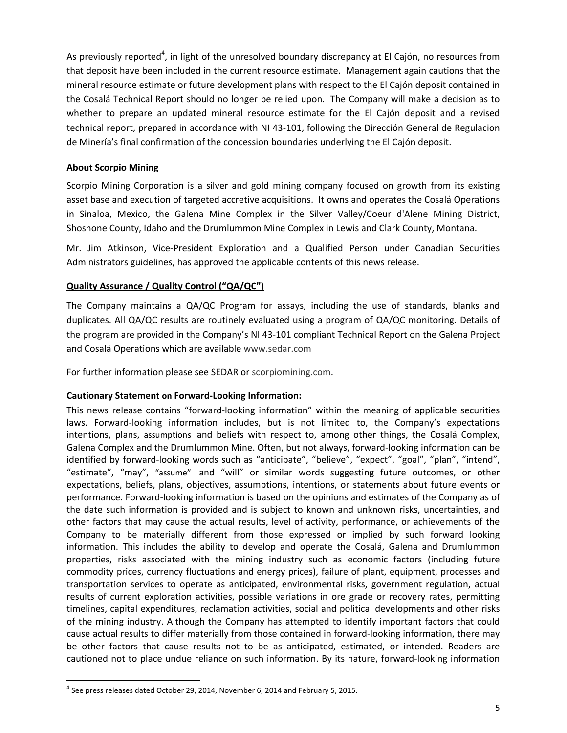As previously reported[4], in light of the unresolved boundary discrepancy at El Cajón, no resources from that deposit have been included in the current resource estimate. Management again cautions that the mineral resource estimate or future development plans with respect to the El Cajón deposit contained in the Cosalá Technical Report should no longer be relied upon. The Company will make a decision as to whether to prepare an updated mineral resource estimate for the El Cajón deposit and a revised technical report, prepared in accordance with NI 43-101, following the Dirección General de Regulacion de Minería's final confirmation of the concession boundaries underlying the El Cajón deposit.

**About Scorpio Mining**

Scorpio Mining Corporation is a silver and gold mining company focused on growth from its existing asset base and execution of targeted accretive acquisitions. It owns and operates the Cosalá Operations in Sinaloa, Mexico, the Galena Mine Complex in the Silver Valley/Coeur d'Alene Mining District, Shoshone County, Idaho and the Drumlummon Mine Complex in Lewis and Clark County, Montana.

Mr. Jim Atkinson, Vice-President Exploration and a Qualified Person under Canadian Securities Administrators guidelines, has approved the applicable contents of this news release.

**Quality Assurance / Quality Control ("QA/QC")**

The Company maintains a QA/QC Program for assays, including the use of standards, blanks and duplicates. All QA/QC results are routinely evaluated using a program of QA/QC monitoring. Details of the program are provided in the Company's NI 43-101 compliant Technical Report on the Galena Project and Cosalá Operations which are available www.sedar.com

For further information please see SEDAR or scorpiomining.com.

**Cautionary Statement on Forward-Looking Information:**

This news release contains "forward-looking information" within the meaning of applicable securities laws. Forward-looking information includes, but is not limited to, the Company's expectations intentions, plans, assumptions and beliefs with respect to, among other things, the Cosalá Complex, Galena Complex and the Drumlummon Mine. Often, but not always, forward-looking information can be identified by forward-looking words such as "anticipate", "believe", "expect", "goal", "plan", "intend", "estimate", "may", "assume" and "will" or similar words suggesting future outcomes, or other expectations, beliefs, plans, objectives, assumptions, intentions, or statements about future events or performance. Forward-looking information is based on the opinions and estimates of the Company as of the date such information is provided and is subject to known and unknown risks, uncertainties, and other factors that may cause the actual results, level of activity, performance, or achievements of the Company to be materially different from those expressed or implied by such forward looking information. This includes the ability to develop and operate the Cosalá, Galena and Drumlummon properties, risks associated with the mining industry such as economic factors (including future commodity prices, currency fluctuations and energy prices), failure of plant, equipment, processes and transportation services to operate as anticipated, environmental risks, government regulation, actual results of current exploration activities, possible variations in ore grade or recovery rates, permitting timelines, capital expenditures, reclamation activities, social and political developments and other risks of the mining industry. Although the Company has attempted to identify important factors that could cause actual results to differ materially from those contained in forward-looking information, there may be other factors that cause results not to be as anticipated, estimated, or intended. Readers are cautioned not to place undue reliance on such information. By its nature, forward-looking information

[4] See press releases dated October 29, 2014, November 6, 2014 and February 5, 2015.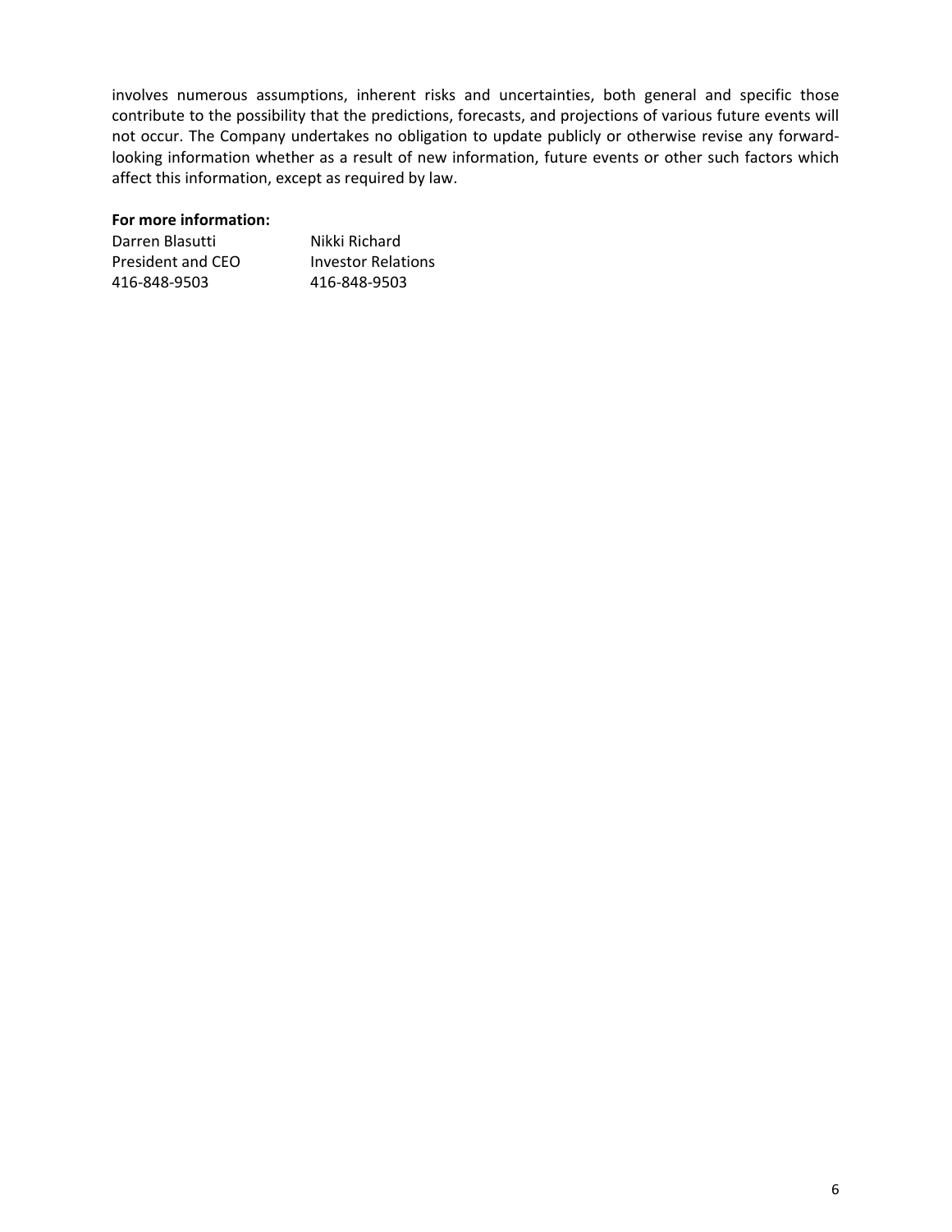involves numerous assumptions, inherent risks and uncertainties, both general and specific those contribute to the possibility that the predictions, forecasts, and projections of various future events will not occur. The Company undertakes no obligation to update publicly or otherwise revise any forward-looking information whether as a result of new information, future events or other such factors which affect this information, except as required by law.

**For more information:**

| | |
|---|---|
| Darren Blasutti | Nikki Richard |
| President and CEO | Investor Relations |
| 416-848-9503 | 416-848-9503 |